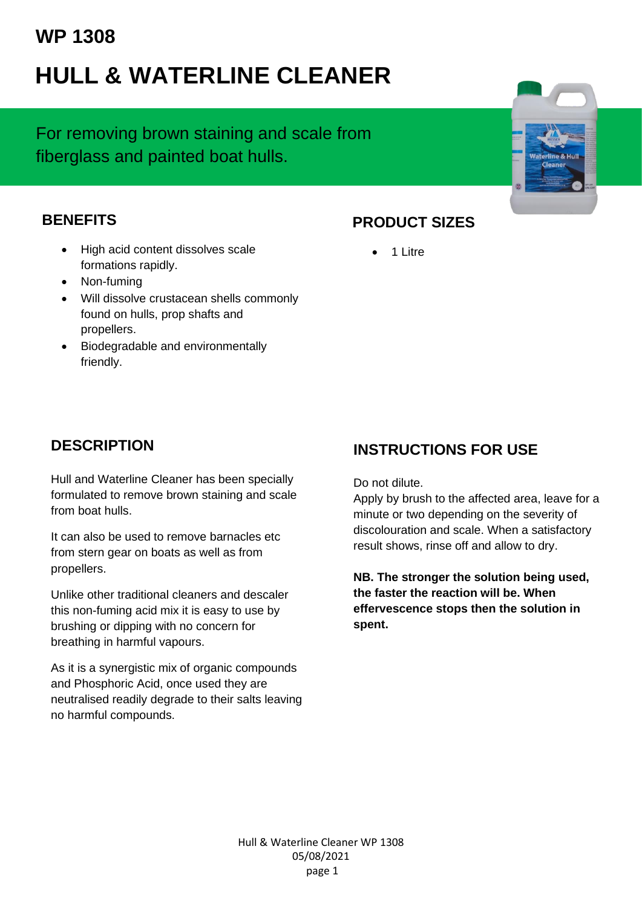# WP 1308

# HULL & WATERLINE CLEANER

For removing brown staining and scale from fiberglass and painted boat hulls.

## BENEFITS

- High acid content dissolves scale formations rapidly.
- Non-fuming
- Will dissolve crustacean shells commonly found on hulls, prop shafts and propellers.
- Biodegradable and environmentally friendly.

## PRODUCT SIZES

- 1 Litre

## DESCRIPTION

Hull and Waterline Cleaner has been specially formulated to remove brown staining and scale from boat hulls.

It can also be used to remove barnacles etc from stern gear on boats as well as from propellers.

Unlike other traditional cleaners and descaler this non-fuming acid mix it is easy to use by brushing or dipping with no concern for breathing in harmful vapours.

As it is a synergistic mix of organic compounds and Phosphoric Acid, once used they are neutralised readily degrade to their salts leaving no harmful compounds.

## INSTRUCTIONS FOR USE

Do not dilute.
Apply by brush to the affected area, leave for a minute or two depending on the severity of discolouration and scale. When a satisfactory result shows, rinse off and allow to dry.

**NB. The stronger the solution being used, the faster the reaction will be. When effervescence stops then the solution in spent.**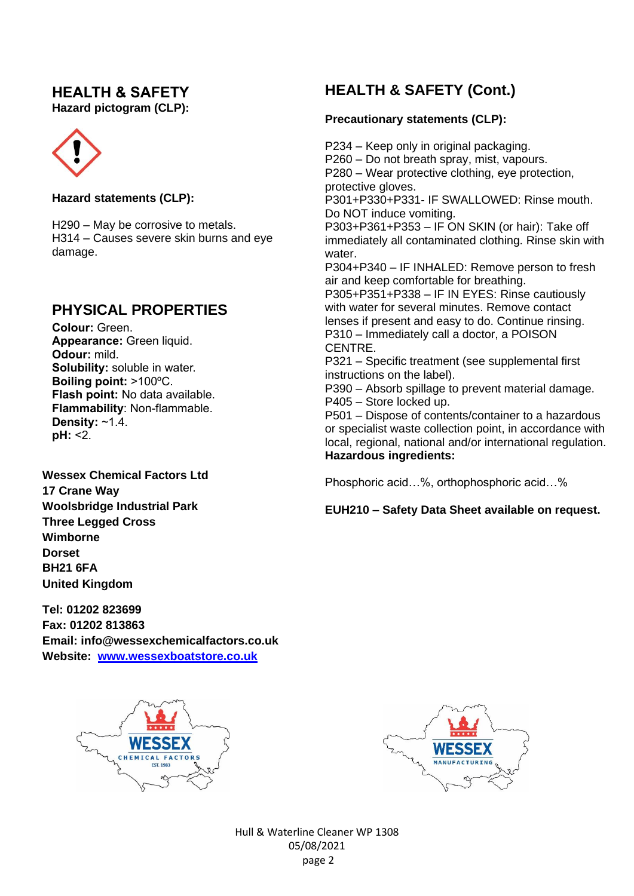## HEALTH & SAFETY

**Hazard pictogram (CLP):**

**Hazard statements (CLP):**

H290 – May be corrosive to metals.
H314 – Causes severe skin burns and eye damage.

## PHYSICAL PROPERTIES

**Colour:** Green.
**Appearance:** Green liquid.
**Odour:** mild.
**Solubility:** soluble in water.
**Boiling point:** >100ºC.
**Flash point:** No data available.
**Flammability**: Non-flammable.
**Density:** ~1.4.
**pH:** <2.

**Wessex Chemical Factors Ltd**
**17 Crane Way**
**Woolsbridge Industrial Park**
**Three Legged Cross**
**Wimborne**
**Dorset**
**BH21 6FA**
**United Kingdom**

**Tel: 01202 823699**
**Fax: 01202 813863**
**Email: info@wessexchemicalfactors.co.uk**
**Website: [www.wessexboatstore.co.uk](www.wessexboatstore.co.uk)**

## HEALTH & SAFETY (Cont.)

**Precautionary statements (CLP):**

P234 – Keep only in original packaging.
P260 – Do not breath spray, mist, vapours.
P280 – Wear protective clothing, eye protection, protective gloves.
P301+P330+P331- IF SWALLOWED: Rinse mouth. Do NOT induce vomiting.
P303+P361+P353 – IF ON SKIN (or hair): Take off immediately all contaminated clothing. Rinse skin with water.
P304+P340 – IF INHALED: Remove person to fresh air and keep comfortable for breathing.
P305+P351+P338 – IF IN EYES: Rinse cautiously with water for several minutes. Remove contact lenses if present and easy to do. Continue rinsing.
P310 – Immediately call a doctor, a POISON CENTRE.
P321 – Specific treatment (see supplemental first instructions on the label).
P390 – Absorb spillage to prevent material damage.
P405 – Store locked up.
P501 – Dispose of contents/container to a hazardous or specialist waste collection point, in accordance with local, regional, national and/or international regulation.
**Hazardous ingredients:**

Phosphoric acid…%, orthophosphoric acid…%

**EUH210 – Safety Data Sheet available on request.**

Hull & Waterline Cleaner WP 1308
05/08/2021